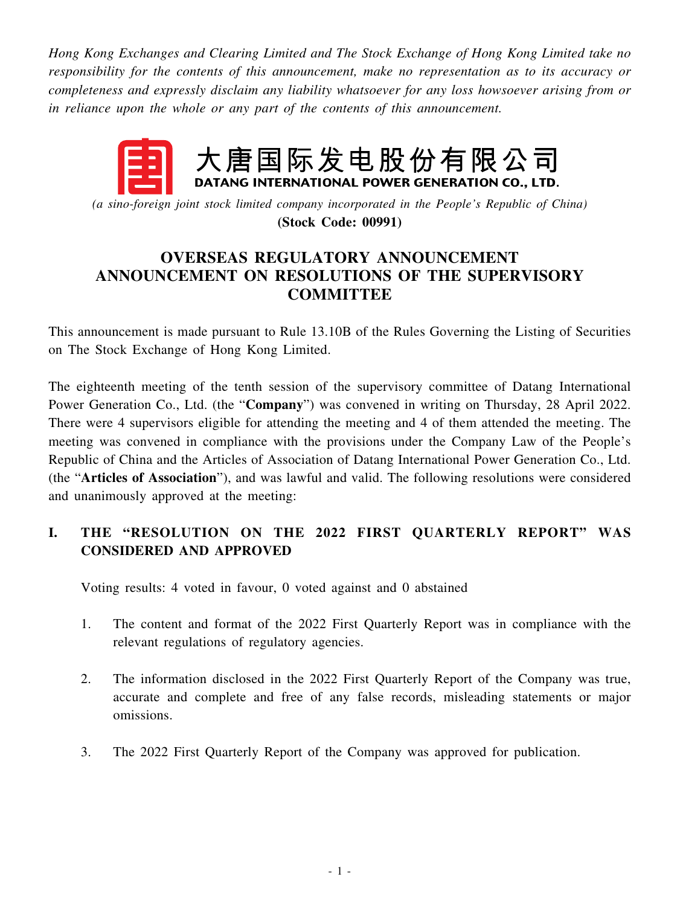*Hong Kong Exchanges and Clearing Limited and The Stock Exchange of Hong Kong Limited take no responsibility for the contents of this announcement, make no representation as to its accuracy or completeness and expressly disclaim any liability whatsoever for any loss howsoever arising from or in reliance upon the whole or any part of the contents of this announcement.*

# 大唐国际发电股份有限公司
**DATANG INTERNATIONAL POWER GENERATION CO., LTD.**

*(a sino-foreign joint stock limited company incorporated in the People's Republic of China)*

**(Stock Code: 00991)**

## OVERSEAS REGULATORY ANNOUNCEMENT ANNOUNCEMENT ON RESOLUTIONS OF THE SUPERVISORY COMMITTEE

This announcement is made pursuant to Rule 13.10B of the Rules Governing the Listing of Securities on The Stock Exchange of Hong Kong Limited.

The eighteenth meeting of the tenth session of the supervisory committee of Datang International Power Generation Co., Ltd. (the "**Company**") was convened in writing on Thursday, 28 April 2022. There were 4 supervisors eligible for attending the meeting and 4 of them attended the meeting. The meeting was convened in compliance with the provisions under the Company Law of the People's Republic of China and the Articles of Association of Datang International Power Generation Co., Ltd. (the "**Articles of Association**"), and was lawful and valid. The following resolutions were considered and unanimously approved at the meeting:

### I. THE "RESOLUTION ON THE 2022 FIRST QUARTERLY REPORT" WAS CONSIDERED AND APPROVED

Voting results: 4 voted in favour, 0 voted against and 0 abstained

1. The content and format of the 2022 First Quarterly Report was in compliance with the relevant regulations of regulatory agencies.

2. The information disclosed in the 2022 First Quarterly Report of the Company was true, accurate and complete and free of any false records, misleading statements or major omissions.

3. The 2022 First Quarterly Report of the Company was approved for publication.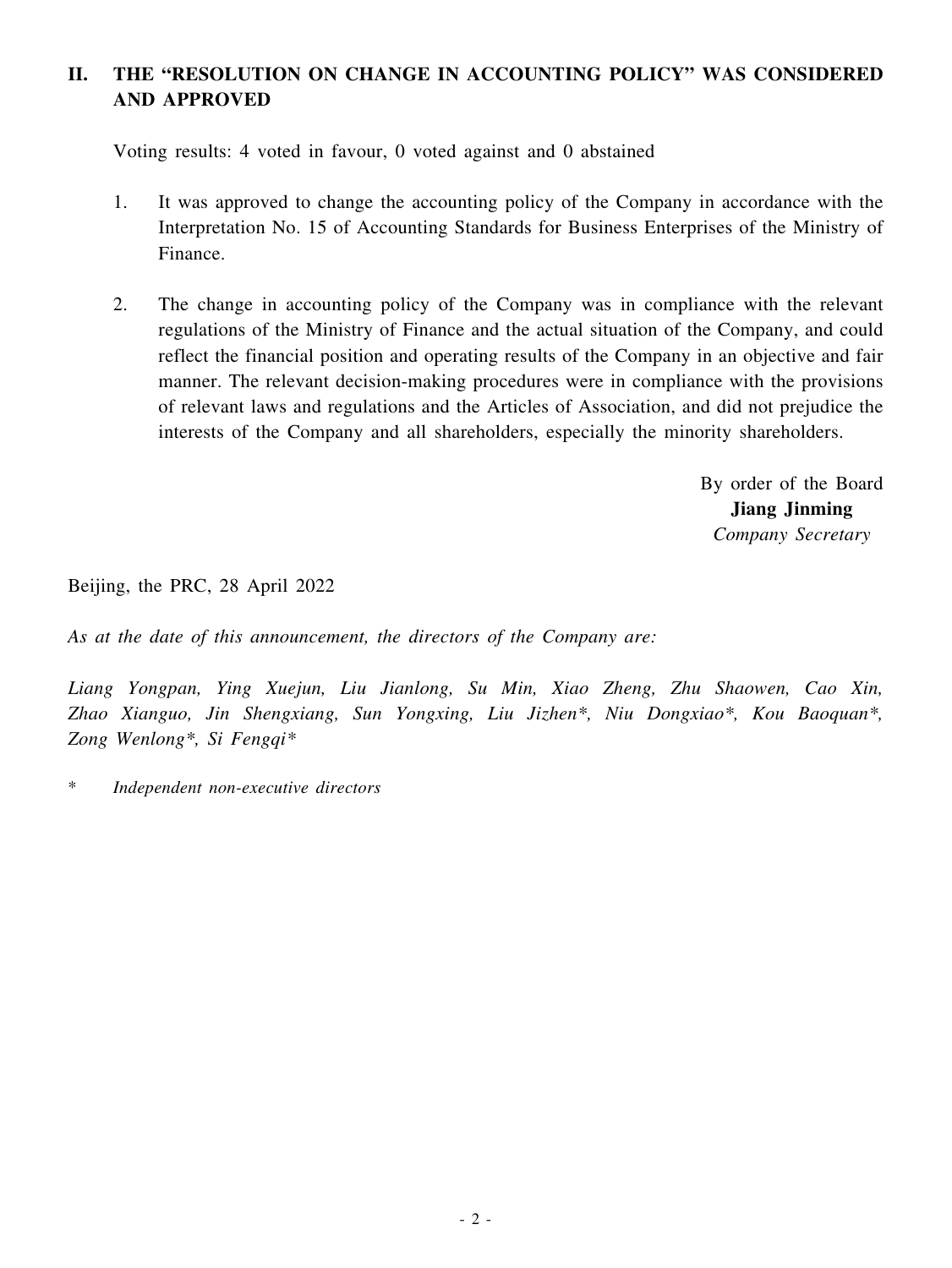## II. THE "RESOLUTION ON CHANGE IN ACCOUNTING POLICY" WAS CONSIDERED AND APPROVED

Voting results: 4 voted in favour, 0 voted against and 0 abstained

1. It was approved to change the accounting policy of the Company in accordance with the Interpretation No. 15 of Accounting Standards for Business Enterprises of the Ministry of Finance.

2. The change in accounting policy of the Company was in compliance with the relevant regulations of the Ministry of Finance and the actual situation of the Company, and could reflect the financial position and operating results of the Company in an objective and fair manner. The relevant decision-making procedures were in compliance with the provisions of relevant laws and regulations and the Articles of Association, and did not prejudice the interests of the Company and all shareholders, especially the minority shareholders.

By order of the Board
**Jiang Jinming**
*Company Secretary*

Beijing, the PRC, 28 April 2022

*As at the date of this announcement, the directors of the Company are:*

*Liang Yongpan, Ying Xuejun, Liu Jianlong, Su Min, Xiao Zheng, Zhu Shaowen, Cao Xin, Zhao Xianguo, Jin Shengxiang, Sun Yongxing, Liu Jizhen*, Niu Dongxiao*, Kou Baoquan*, Zong Wenlong*, Si Fengqi**

\* *Independent non-executive directors*